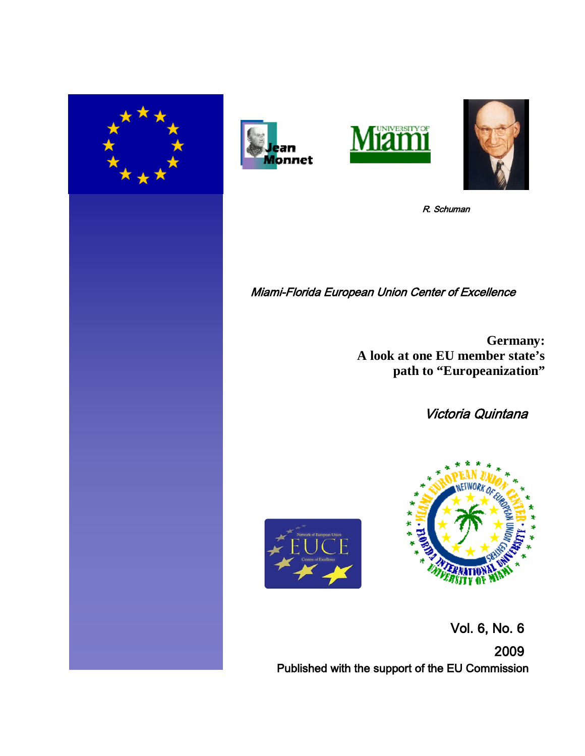R. Schuman

*Miami-Florida European Union Center of Excellence*

# Germany: A look at one EU member state's path to "Europeanization"

*Victoria Quintana*

Vol. 6, No. 6

2009

Published with the support of the EU Commission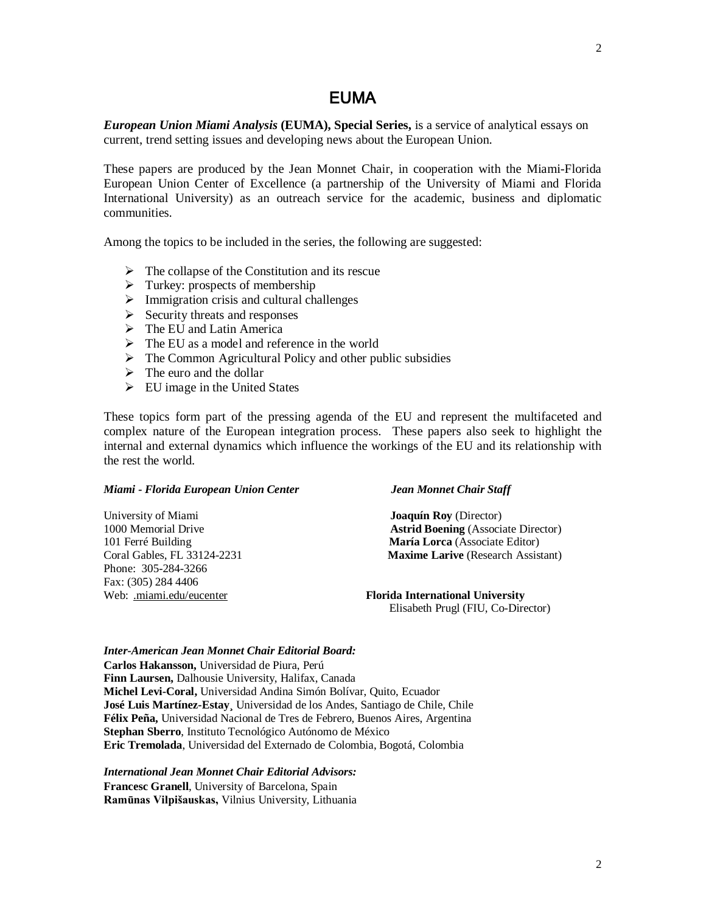# EUMA

***European Union Miami Analysis* (EUMA), Special Series,** is a service of analytical essays on current, trend setting issues and developing news about the European Union.

These papers are produced by the Jean Monnet Chair, in cooperation with the Miami-Florida European Union Center of Excellence (a partnership of the University of Miami and Florida International University) as an outreach service for the academic, business and diplomatic communities.

Among the topics to be included in the series, the following are suggested:

- The collapse of the Constitution and its rescue
- Turkey: prospects of membership
- Immigration crisis and cultural challenges
- Security threats and responses
- The EU and Latin America
- The EU as a model and reference in the world
- The Common Agricultural Policy and other public subsidies
- The euro and the dollar
- EU image in the United States

These topics form part of the pressing agenda of the EU and represent the multifaceted and complex nature of the European integration process. These papers also seek to highlight the internal and external dynamics which influence the workings of the EU and its relationship with the rest the world.

***Miami - Florida European Union Center***

University of Miami
1000 Memorial Drive
101 Ferré Building
Coral Gables, FL 33124-2231
Phone: 305-284-3266
Fax: (305) 284 4406
Web: .miami.edu/eucenter

***Jean Monnet Chair Staff***

**Joaquín Roy** (Director)
**Astrid Boening** (Associate Director)
**María Lorca** (Associate Editor)
**Maxime Larive** (Research Assistant)

**Florida International University**
Elisabeth Prugl (FIU, Co-Director)

***Inter-American Jean Monnet Chair Editorial Board:***

**Carlos Hakansson,** Universidad de Piura, Perú
**Finn Laursen,** Dalhousie University, Halifax, Canada
**Michel Levi-Coral,** Universidad Andina Simón Bolívar, Quito, Ecuador
**José Luis Martínez-Estay**¸ Universidad de los Andes, Santiago de Chile, Chile
**Félix Peña,** Universidad Nacional de Tres de Febrero, Buenos Aires, Argentina
**Stephan Sberro**, Instituto Tecnológico Autónomo de México
**Eric Tremolada**, Universidad del Externado de Colombia, Bogotá, Colombia

***International Jean Monnet Chair Editorial Advisors:***

**Francesc Granell**, University of Barcelona, Spain
**Ramūnas Vilpišauskas,** Vilnius University, Lithuania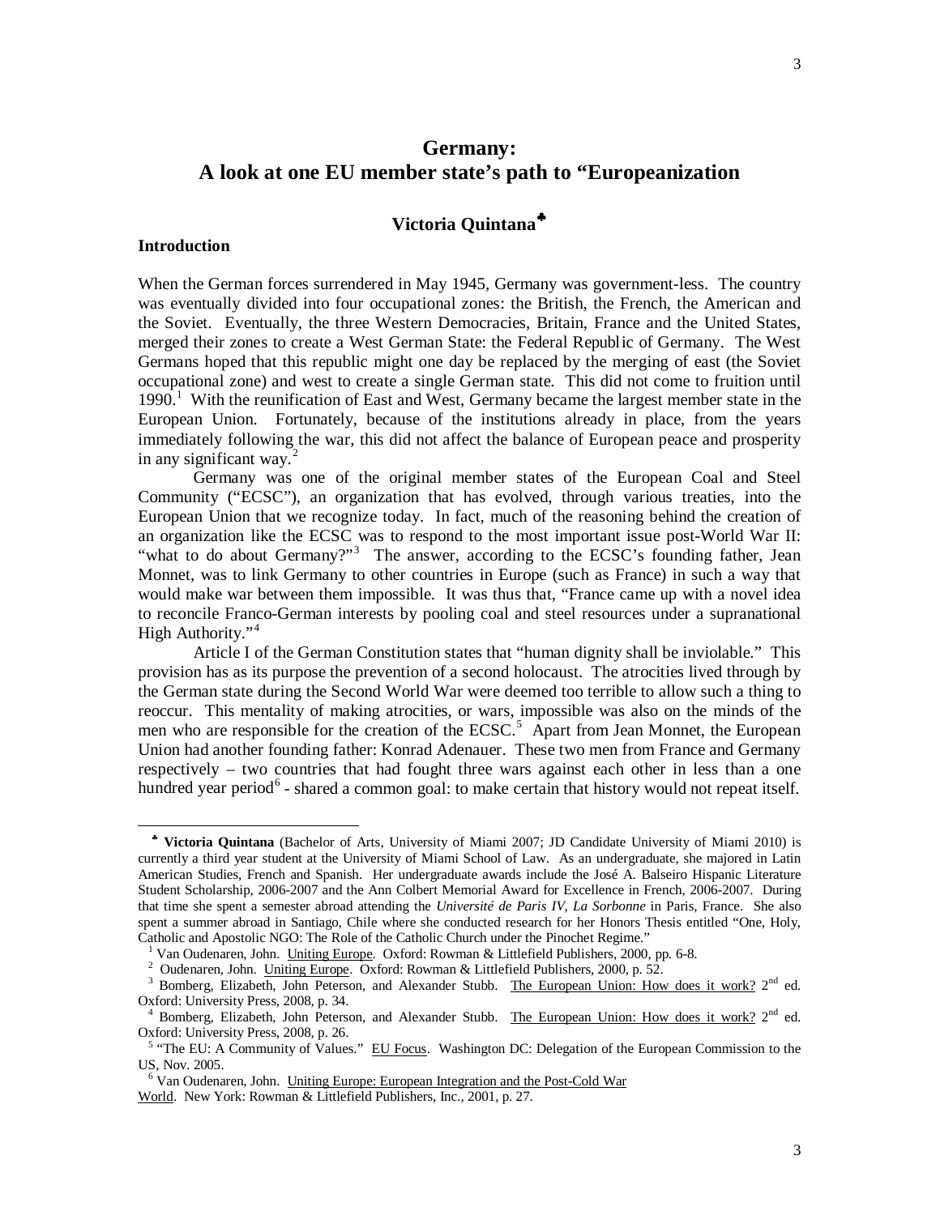# Germany: A look at one EU member state's path to "Europeanization

### Victoria Quintana[♣]

## Introduction

When the German forces surrendered in May 1945, Germany was government-less. The country was eventually divided into four occupational zones: the British, the French, the American and the Soviet. Eventually, the three Western Democracies, Britain, France and the United States, merged their zones to create a West German State: the Federal Republic of Germany. The West Germans hoped that this republic might one day be replaced by the merging of east (the Soviet occupational zone) and west to create a single German state. This did not come to fruition until 1990.[1] With the reunification of East and West, Germany became the largest member state in the European Union. Fortunately, because of the institutions already in place, from the years immediately following the war, this did not affect the balance of European peace and prosperity in any significant way.[2]

Germany was one of the original member states of the European Coal and Steel Community ("ECSC"), an organization that has evolved, through various treaties, into the European Union that we recognize today. In fact, much of the reasoning behind the creation of an organization like the ECSC was to respond to the most important issue post-World War II: "what to do about Germany?"[3] The answer, according to the ECSC's founding father, Jean Monnet, was to link Germany to other countries in Europe (such as France) in such a way that would make war between them impossible. It was thus that, "France came up with a novel idea to reconcile Franco-German interests by pooling coal and steel resources under a supranational High Authority."[4]

Article I of the German Constitution states that "human dignity shall be inviolable." This provision has as its purpose the prevention of a second holocaust. The atrocities lived through by the German state during the Second World War were deemed too terrible to allow such a thing to reoccur. This mentality of making atrocities, or wars, impossible was also on the minds of the men who are responsible for the creation of the ECSC.[5] Apart from Jean Monnet, the European Union had another founding father: Konrad Adenauer. These two men from France and Germany respectively – two countries that had fought three wars against each other in less than a one hundred year period[6] - shared a common goal: to make certain that history would not repeat itself.

---

♣ **Victoria Quintana** (Bachelor of Arts, University of Miami 2007; JD Candidate University of Miami 2010) is currently a third year student at the University of Miami School of Law. As an undergraduate, she majored in Latin American Studies, French and Spanish. Her undergraduate awards include the José A. Balseiro Hispanic Literature Student Scholarship, 2006-2007 and the Ann Colbert Memorial Award for Excellence in French, 2006-2007. During that time she spent a semester abroad attending the *Université de Paris IV, La Sorbonne* in Paris, France. She also spent a summer abroad in Santiago, Chile where she conducted research for her Honors Thesis entitled "One, Holy, Catholic and Apostolic NGO: The Role of the Catholic Church under the Pinochet Regime."

[1] Van Oudenaren, John. Uniting Europe. Oxford: Rowman & Littlefield Publishers, 2000, pp. 6-8.

[2] Oudenaren, John. Uniting Europe. Oxford: Rowman & Littlefield Publishers, 2000, p. 52.

[3] Bomberg, Elizabeth, John Peterson, and Alexander Stubb. The European Union: How does it work? 2nd ed. Oxford: University Press, 2008, p. 34.

[4] Bomberg, Elizabeth, John Peterson, and Alexander Stubb. The European Union: How does it work? 2nd ed. Oxford: University Press, 2008, p. 26.

[5] "The EU: A Community of Values." EU Focus. Washington DC: Delegation of the European Commission to the US, Nov. 2005.

[6] Van Oudenaren, John. Uniting Europe: European Integration and the Post-Cold War World. New York: Rowman & Littlefield Publishers, Inc., 2001, p. 27.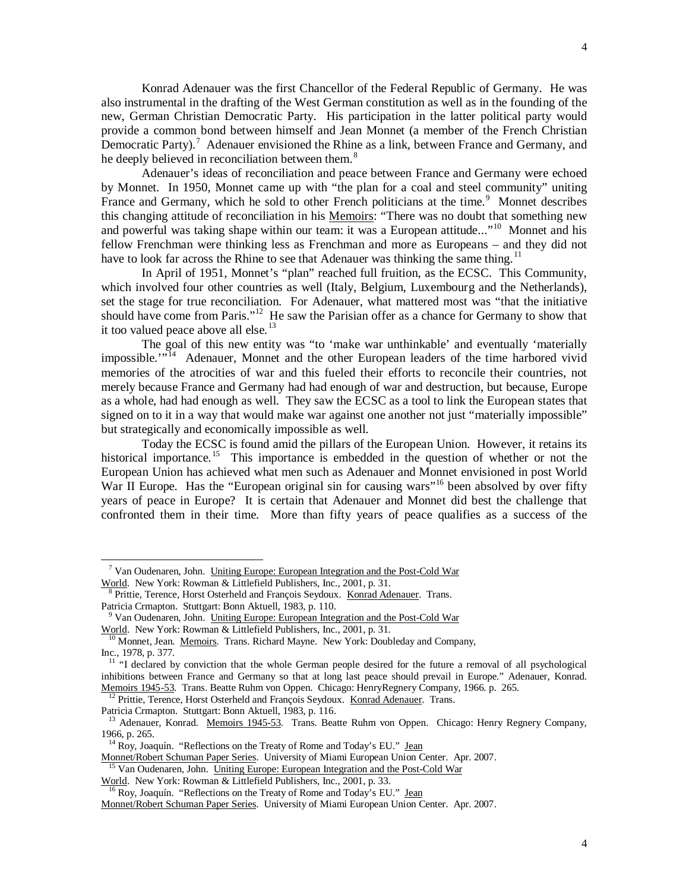Konrad Adenauer was the first Chancellor of the Federal Republic of Germany. He was also instrumental in the drafting of the West German constitution as well as in the founding of the new, German Christian Democratic Party. His participation in the latter political party would provide a common bond between himself and Jean Monnet (a member of the French Christian Democratic Party).[7] Adenauer envisioned the Rhine as a link, between France and Germany, and he deeply believed in reconciliation between them.[8]

Adenauer's ideas of reconciliation and peace between France and Germany were echoed by Monnet. In 1950, Monnet came up with "the plan for a coal and steel community" uniting France and Germany, which he sold to other French politicians at the time.[9] Monnet describes this changing attitude of reconciliation in his Memoirs: "There was no doubt that something new and powerful was taking shape within our team: it was a European attitude..."[10] Monnet and his fellow Frenchman were thinking less as Frenchman and more as Europeans – and they did not have to look far across the Rhine to see that Adenauer was thinking the same thing.[11]

In April of 1951, Monnet's "plan" reached full fruition, as the ECSC. This Community, which involved four other countries as well (Italy, Belgium, Luxembourg and the Netherlands), set the stage for true reconciliation. For Adenauer, what mattered most was "that the initiative should have come from Paris."[12] He saw the Parisian offer as a chance for Germany to show that it too valued peace above all else.[13]

The goal of this new entity was "to 'make war unthinkable' and eventually 'materially impossible.'"[14] Adenauer, Monnet and the other European leaders of the time harbored vivid memories of the atrocities of war and this fueled their efforts to reconcile their countries, not merely because France and Germany had had enough of war and destruction, but because, Europe as a whole, had had enough as well. They saw the ECSC as a tool to link the European states that signed on to it in a way that would make war against one another not just "materially impossible" but strategically and economically impossible as well.

Today the ECSC is found amid the pillars of the European Union. However, it retains its historical importance.[15] This importance is embedded in the question of whether or not the European Union has achieved what men such as Adenauer and Monnet envisioned in post World War II Europe. Has the "European original sin for causing wars"[16] been absolved by over fifty years of peace in Europe? It is certain that Adenauer and Monnet did best the challenge that confronted them in their time. More than fifty years of peace qualifies as a success of the

---

[7] Van Oudenaren, John. Uniting Europe: European Integration and the Post-Cold War World. New York: Rowman & Littlefield Publishers, Inc., 2001, p. 31.

[8] Prittie, Terence, Horst Osterheld and François Seydoux. Konrad Adenauer. Trans. Patricia Crmapton. Stuttgart: Bonn Aktuell, 1983, p. 110.

[9] Van Oudenaren, John. Uniting Europe: European Integration and the Post-Cold War World. New York: Rowman & Littlefield Publishers, Inc., 2001, p. 31.

[10] Monnet, Jean. Memoirs. Trans. Richard Mayne. New York: Doubleday and Company, Inc., 1978, p. 377.

[11] "I declared by conviction that the whole German people desired for the future a removal of all psychological inhibitions between France and Germany so that at long last peace should prevail in Europe." Adenauer, Konrad. Memoirs 1945-53. Trans. Beatte Ruhm von Oppen. Chicago: HenryRegnery Company, 1966. p. 265.

[12] Prittie, Terence, Horst Osterheld and François Seydoux. Konrad Adenauer. Trans. Patricia Crmapton. Stuttgart: Bonn Aktuell, 1983, p. 116.

[13] Adenauer, Konrad. Memoirs 1945-53. Trans. Beatte Ruhm von Oppen. Chicago: Henry Regnery Company, 1966, p. 265.

[14] Roy, Joaquín. "Reflections on the Treaty of Rome and Today's EU." Jean Monnet/Robert Schuman Paper Series. University of Miami European Union Center. Apr. 2007.

[15] Van Oudenaren, John. Uniting Europe: European Integration and the Post-Cold War World. New York: Rowman & Littlefield Publishers, Inc., 2001, p. 33.

[16] Roy, Joaquín. "Reflections on the Treaty of Rome and Today's EU." Jean Monnet/Robert Schuman Paper Series. University of Miami European Union Center. Apr. 2007.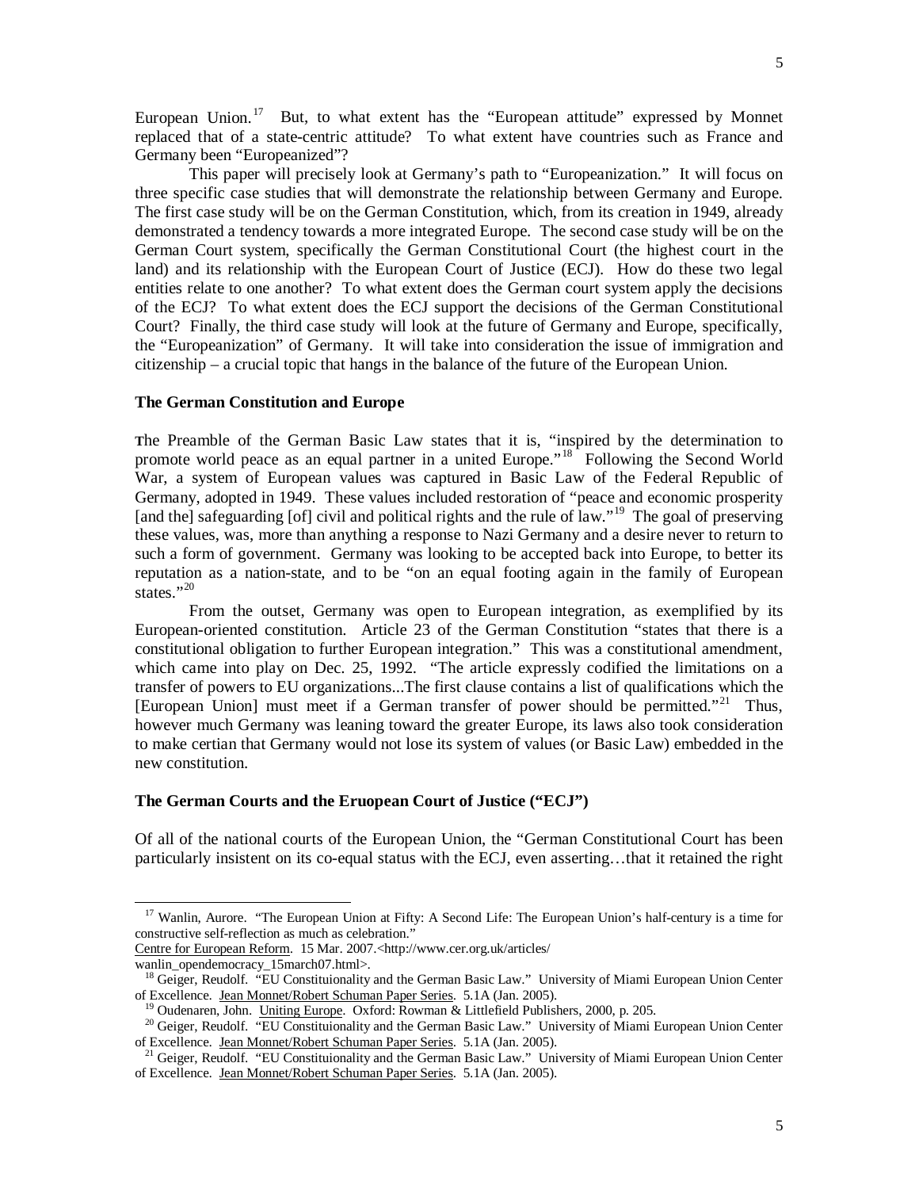European Union.[17] But, to what extent has the "European attitude" expressed by Monnet replaced that of a state-centric attitude? To what extent have countries such as France and Germany been "Europeanized"?

This paper will precisely look at Germany's path to "Europeanization." It will focus on three specific case studies that will demonstrate the relationship between Germany and Europe. The first case study will be on the German Constitution, which, from its creation in 1949, already demonstrated a tendency towards a more integrated Europe. The second case study will be on the German Court system, specifically the German Constitutional Court (the highest court in the land) and its relationship with the European Court of Justice (ECJ). How do these two legal entities relate to one another? To what extent does the German court system apply the decisions of the ECJ? To what extent does the ECJ support the decisions of the German Constitutional Court? Finally, the third case study will look at the future of Germany and Europe, specifically, the "Europeanization" of Germany. It will take into consideration the issue of immigration and citizenship – a crucial topic that hangs in the balance of the future of the European Union.

### The German Constitution and Europe

The Preamble of the German Basic Law states that it is, "inspired by the determination to promote world peace as an equal partner in a united Europe."[18] Following the Second World War, a system of European values was captured in Basic Law of the Federal Republic of Germany, adopted in 1949. These values included restoration of "peace and economic prosperity [and the] safeguarding [of] civil and political rights and the rule of law."[19] The goal of preserving these values, was, more than anything a response to Nazi Germany and a desire never to return to such a form of government. Germany was looking to be accepted back into Europe, to better its reputation as a nation-state, and to be "on an equal footing again in the family of European states."[20]

From the outset, Germany was open to European integration, as exemplified by its European-oriented constitution. Article 23 of the German Constitution "states that there is a constitutional obligation to further European integration." This was a constitutional amendment, which came into play on Dec. 25, 1992. "The article expressly codified the limitations on a transfer of powers to EU organizations...The first clause contains a list of qualifications which the [European Union] must meet if a German transfer of power should be permitted."[21] Thus, however much Germany was leaning toward the greater Europe, its laws also took consideration to make certian that Germany would not lose its system of values (or Basic Law) embedded in the new constitution.

### The German Courts and the Eruopean Court of Justice ("ECJ")

Of all of the national courts of the European Union, the "German Constitutional Court has been particularly insistent on its co-equal status with the ECJ, even asserting…that it retained the right

---

[17] Wanlin, Aurore. "The European Union at Fifty: A Second Life: The European Union's half-century is a time for constructive self-reflection as much as celebration." Centre for European Reform. 15 Mar. 2007.<http://www.cer.org.uk/articles/wanlin_opendemocracy_15march07.html>.

[18] Geiger, Reudolf. "EU Constituionality and the German Basic Law." University of Miami European Union Center of Excellence. Jean Monnet/Robert Schuman Paper Series. 5.1A (Jan. 2005).

[19] Oudenaren, John. Uniting Europe. Oxford: Rowman & Littlefield Publishers, 2000, p. 205.

[20] Geiger, Reudolf. "EU Constituionality and the German Basic Law." University of Miami European Union Center of Excellence. Jean Monnet/Robert Schuman Paper Series. 5.1A (Jan. 2005).

[21] Geiger, Reudolf. "EU Constituionality and the German Basic Law." University of Miami European Union Center of Excellence. Jean Monnet/Robert Schuman Paper Series. 5.1A (Jan. 2005).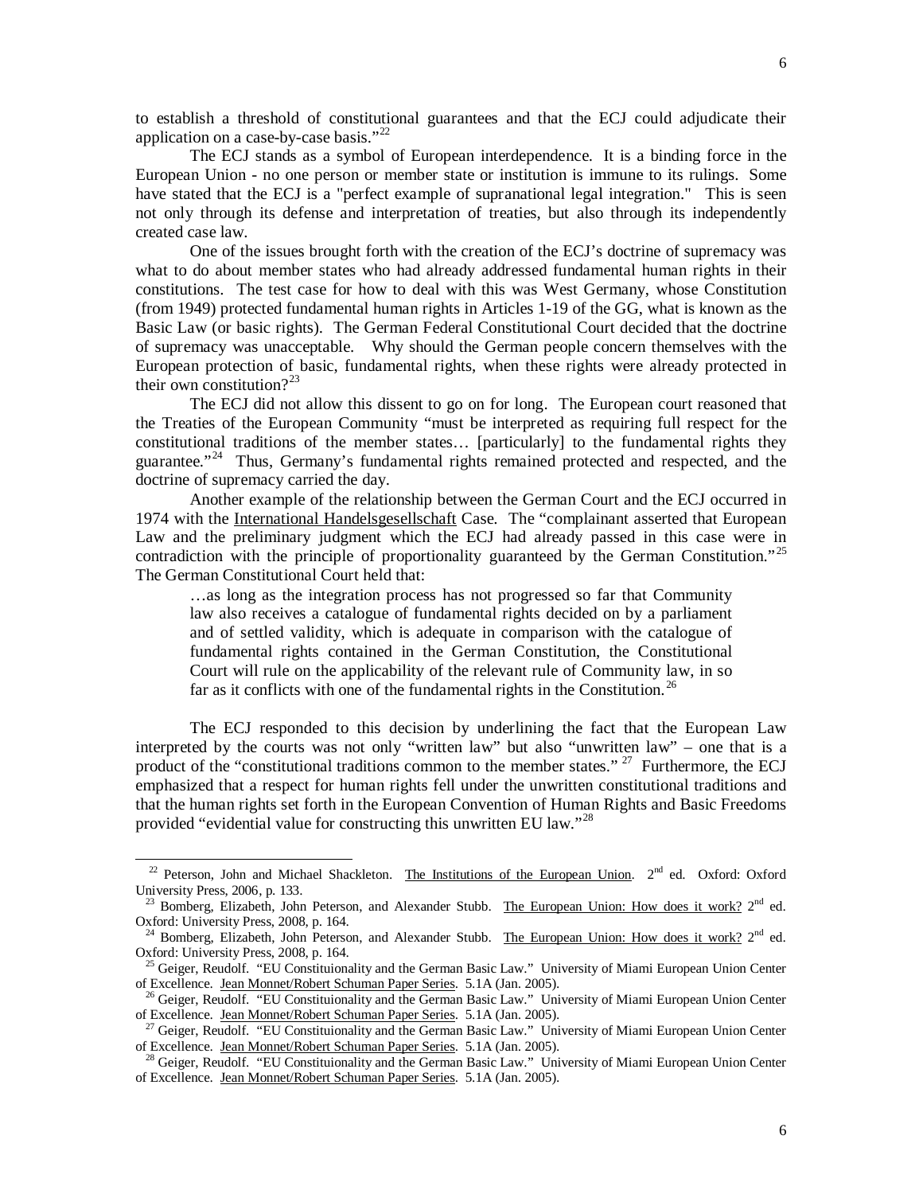to establish a threshold of constitutional guarantees and that the ECJ could adjudicate their application on a case-by-case basis."[22]

The ECJ stands as a symbol of European interdependence. It is a binding force in the European Union - no one person or member state or institution is immune to its rulings. Some have stated that the ECJ is a "perfect example of supranational legal integration." This is seen not only through its defense and interpretation of treaties, but also through its independently created case law.

One of the issues brought forth with the creation of the ECJ's doctrine of supremacy was what to do about member states who had already addressed fundamental human rights in their constitutions. The test case for how to deal with this was West Germany, whose Constitution (from 1949) protected fundamental human rights in Articles 1-19 of the GG, what is known as the Basic Law (or basic rights). The German Federal Constitutional Court decided that the doctrine of supremacy was unacceptable. Why should the German people concern themselves with the European protection of basic, fundamental rights, when these rights were already protected in their own constitution?[23]

The ECJ did not allow this dissent to go on for long. The European court reasoned that the Treaties of the European Community "must be interpreted as requiring full respect for the constitutional traditions of the member states… [particularly] to the fundamental rights they guarantee."[24] Thus, Germany's fundamental rights remained protected and respected, and the doctrine of supremacy carried the day.

Another example of the relationship between the German Court and the ECJ occurred in 1974 with the International Handelsgesellschaft Case. The "complainant asserted that European Law and the preliminary judgment which the ECJ had already passed in this case were in contradiction with the principle of proportionality guaranteed by the German Constitution."[25] The German Constitutional Court held that:

> …as long as the integration process has not progressed so far that Community law also receives a catalogue of fundamental rights decided on by a parliament and of settled validity, which is adequate in comparison with the catalogue of fundamental rights contained in the German Constitution, the Constitutional Court will rule on the applicability of the relevant rule of Community law, in so far as it conflicts with one of the fundamental rights in the Constitution.[26]

The ECJ responded to this decision by underlining the fact that the European Law interpreted by the courts was not only "written law" but also "unwritten law" – one that is a product of the "constitutional traditions common to the member states."[27] Furthermore, the ECJ emphasized that a respect for human rights fell under the unwritten constitutional traditions and that the human rights set forth in the European Convention of Human Rights and Basic Freedoms provided "evidential value for constructing this unwritten EU law."[28]

---

[22] Peterson, John and Michael Shackleton. The Institutions of the European Union. 2nd ed. Oxford: Oxford University Press, 2006, p. 133.

[23] Bomberg, Elizabeth, John Peterson, and Alexander Stubb. The European Union: How does it work? 2nd ed. Oxford: University Press, 2008, p. 164.

[24] Bomberg, Elizabeth, John Peterson, and Alexander Stubb. The European Union: How does it work? 2nd ed. Oxford: University Press, 2008, p. 164.

[25] Geiger, Reudolf. "EU Constituionality and the German Basic Law." University of Miami European Union Center of Excellence. Jean Monnet/Robert Schuman Paper Series. 5.1A (Jan. 2005).

[26] Geiger, Reudolf. "EU Constituionality and the German Basic Law." University of Miami European Union Center of Excellence. Jean Monnet/Robert Schuman Paper Series. 5.1A (Jan. 2005).

[27] Geiger, Reudolf. "EU Constituionality and the German Basic Law." University of Miami European Union Center of Excellence. Jean Monnet/Robert Schuman Paper Series. 5.1A (Jan. 2005).

[28] Geiger, Reudolf. "EU Constituionality and the German Basic Law." University of Miami European Union Center of Excellence. Jean Monnet/Robert Schuman Paper Series. 5.1A (Jan. 2005).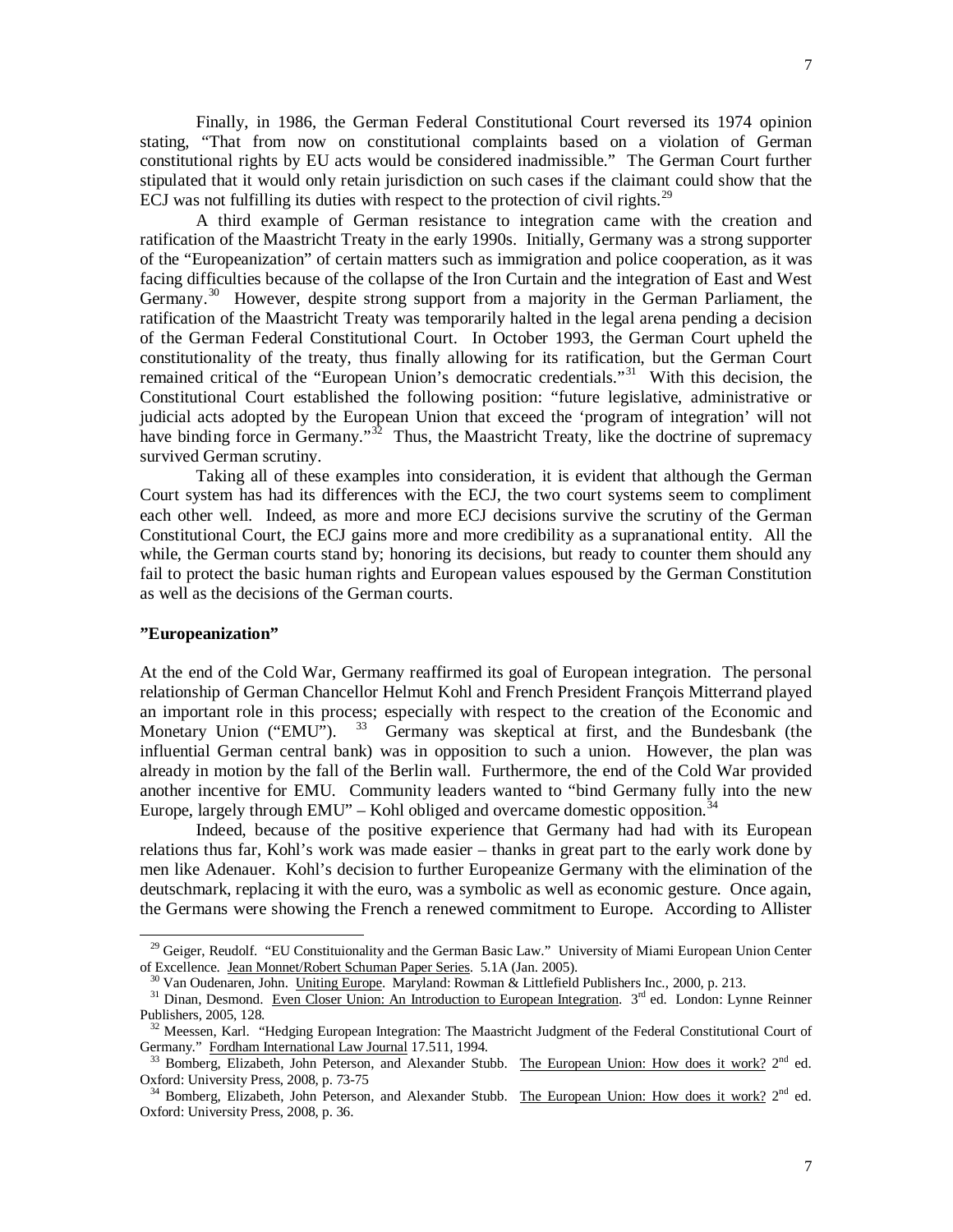Finally, in 1986, the German Federal Constitutional Court reversed its 1974 opinion stating, "That from now on constitutional complaints based on a violation of German constitutional rights by EU acts would be considered inadmissible." The German Court further stipulated that it would only retain jurisdiction on such cases if the claimant could show that the ECJ was not fulfilling its duties with respect to the protection of civil rights.[29]

A third example of German resistance to integration came with the creation and ratification of the Maastricht Treaty in the early 1990s. Initially, Germany was a strong supporter of the "Europeanization" of certain matters such as immigration and police cooperation, as it was facing difficulties because of the collapse of the Iron Curtain and the integration of East and West Germany.[30] However, despite strong support from a majority in the German Parliament, the ratification of the Maastricht Treaty was temporarily halted in the legal arena pending a decision of the German Federal Constitutional Court. In October 1993, the German Court upheld the constitutionality of the treaty, thus finally allowing for its ratification, but the German Court remained critical of the "European Union's democratic credentials."[31] With this decision, the Constitutional Court established the following position: "future legislative, administrative or judicial acts adopted by the European Union that exceed the 'program of integration' will not have binding force in Germany."[32] Thus, the Maastricht Treaty, like the doctrine of supremacy survived German scrutiny.

Taking all of these examples into consideration, it is evident that although the German Court system has had its differences with the ECJ, the two court systems seem to compliment each other well. Indeed, as more and more ECJ decisions survive the scrutiny of the German Constitutional Court, the ECJ gains more and more credibility as a supranational entity. All the while, the German courts stand by; honoring its decisions, but ready to counter them should any fail to protect the basic human rights and European values espoused by the German Constitution as well as the decisions of the German courts.

**"Europeanization"**

At the end of the Cold War, Germany reaffirmed its goal of European integration. The personal relationship of German Chancellor Helmut Kohl and French President François Mitterrand played an important role in this process; especially with respect to the creation of the Economic and Monetary Union ("EMU").[33] Germany was skeptical at first, and the Bundesbank (the influential German central bank) was in opposition to such a union. However, the plan was already in motion by the fall of the Berlin wall. Furthermore, the end of the Cold War provided another incentive for EMU. Community leaders wanted to "bind Germany fully into the new Europe, largely through EMU" – Kohl obliged and overcame domestic opposition.[34]

Indeed, because of the positive experience that Germany had had with its European relations thus far, Kohl's work was made easier – thanks in great part to the early work done by men like Adenauer. Kohl's decision to further Europeanize Germany with the elimination of the deutschmark, replacing it with the euro, was a symbolic as well as economic gesture. Once again, the Germans were showing the French a renewed commitment to Europe. According to Allister

---

[29] Geiger, Reudolf. "EU Constituionality and the German Basic Law." University of Miami European Union Center of Excellence. Jean Monnet/Robert Schuman Paper Series. 5.1A (Jan. 2005).

[30] Van Oudenaren, John. Uniting Europe. Maryland: Rowman & Littlefield Publishers Inc., 2000, p. 213.

[31] Dinan, Desmond. Even Closer Union: An Introduction to European Integration. 3rd ed. London: Lynne Reinner Publishers, 2005, 128.

[32] Meessen, Karl. "Hedging European Integration: The Maastricht Judgment of the Federal Constitutional Court of Germany." Fordham International Law Journal 17.511, 1994.

[33] Bomberg, Elizabeth, John Peterson, and Alexander Stubb. The European Union: How does it work? 2nd ed. Oxford: University Press, 2008, p. 73-75

[34] Bomberg, Elizabeth, John Peterson, and Alexander Stubb. The European Union: How does it work? 2nd ed. Oxford: University Press, 2008, p. 36.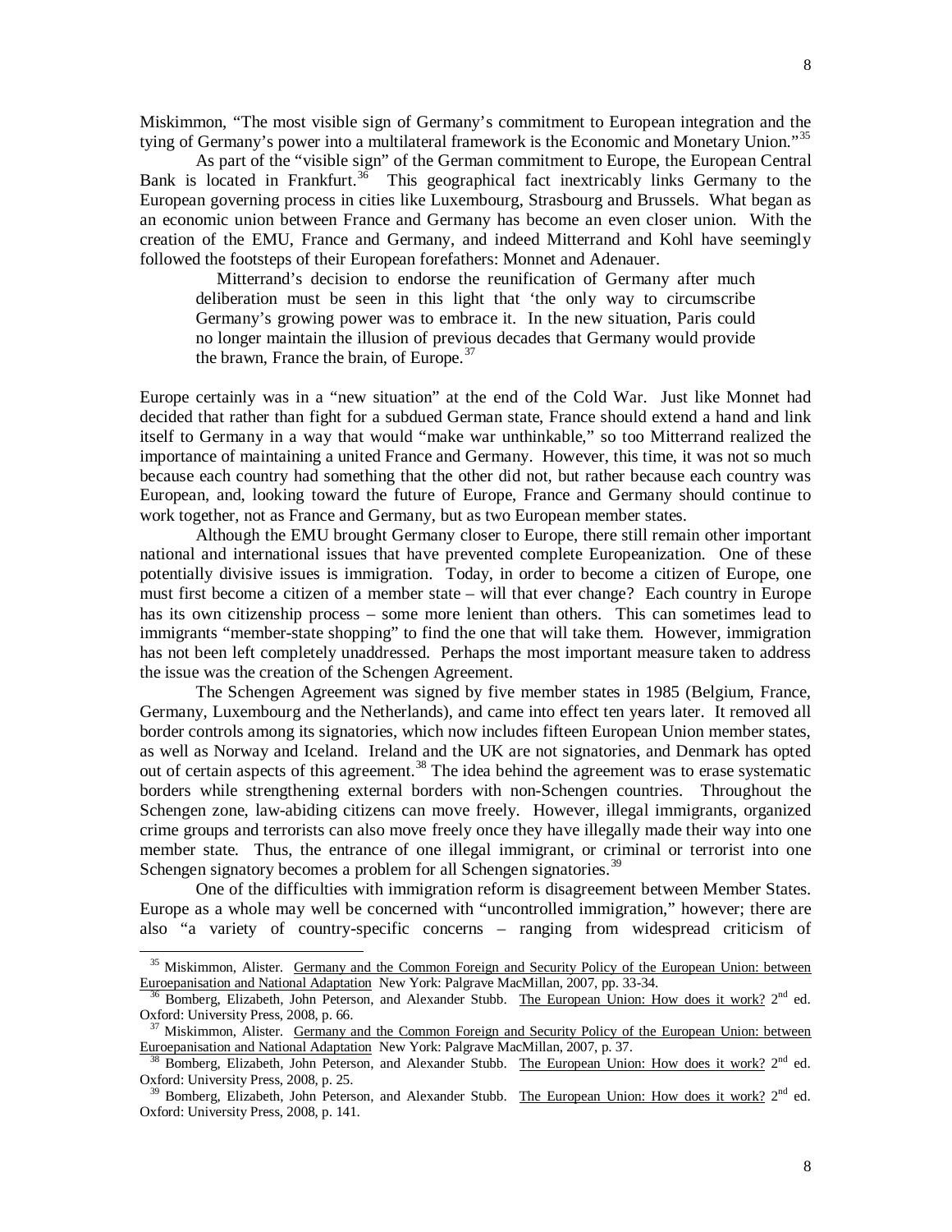Miskimmon, "The most visible sign of Germany's commitment to European integration and the tying of Germany's power into a multilateral framework is the Economic and Monetary Union."[35]

As part of the "visible sign" of the German commitment to Europe, the European Central Bank is located in Frankfurt.[36] This geographical fact inextricably links Germany to the European governing process in cities like Luxembourg, Strasbourg and Brussels. What began as an economic union between France and Germany has become an even closer union. With the creation of the EMU, France and Germany, and indeed Mitterrand and Kohl have seemingly followed the footsteps of their European forefathers: Monnet and Adenauer.

> Mitterrand's decision to endorse the reunification of Germany after much deliberation must be seen in this light that 'the only way to circumscribe Germany's growing power was to embrace it. In the new situation, Paris could no longer maintain the illusion of previous decades that Germany would provide the brawn, France the brain, of Europe.[37]

Europe certainly was in a "new situation" at the end of the Cold War. Just like Monnet had decided that rather than fight for a subdued German state, France should extend a hand and link itself to Germany in a way that would "make war unthinkable," so too Mitterrand realized the importance of maintaining a united France and Germany. However, this time, it was not so much because each country had something that the other did not, but rather because each country was European, and, looking toward the future of Europe, France and Germany should continue to work together, not as France and Germany, but as two European member states.

Although the EMU brought Germany closer to Europe, there still remain other important national and international issues that have prevented complete Europeanization. One of these potentially divisive issues is immigration. Today, in order to become a citizen of Europe, one must first become a citizen of a member state – will that ever change? Each country in Europe has its own citizenship process – some more lenient than others. This can sometimes lead to immigrants "member-state shopping" to find the one that will take them. However, immigration has not been left completely unaddressed. Perhaps the most important measure taken to address the issue was the creation of the Schengen Agreement.

The Schengen Agreement was signed by five member states in 1985 (Belgium, France, Germany, Luxembourg and the Netherlands), and came into effect ten years later. It removed all border controls among its signatories, which now includes fifteen European Union member states, as well as Norway and Iceland. Ireland and the UK are not signatories, and Denmark has opted out of certain aspects of this agreement.[38] The idea behind the agreement was to erase systematic borders while strengthening external borders with non-Schengen countries. Throughout the Schengen zone, law-abiding citizens can move freely. However, illegal immigrants, organized crime groups and terrorists can also move freely once they have illegally made their way into one member state. Thus, the entrance of one illegal immigrant, or criminal or terrorist into one Schengen signatory becomes a problem for all Schengen signatories.[39]

One of the difficulties with immigration reform is disagreement between Member States. Europe as a whole may well be concerned with "uncontrolled immigration," however; there are also "a variety of country-specific concerns – ranging from widespread criticism of

---

[35] Miskimmon, Alister. Germany and the Common Foreign and Security Policy of the European Union: between Euroepanisation and National Adaptation New York: Palgrave MacMillan, 2007, pp. 33-34.

[36] Bomberg, Elizabeth, John Peterson, and Alexander Stubb. The European Union: How does it work? 2nd ed. Oxford: University Press, 2008, p. 66.

[37] Miskimmon, Alister. Germany and the Common Foreign and Security Policy of the European Union: between Euroepanisation and National Adaptation New York: Palgrave MacMillan, 2007, p. 37.

[38] Bomberg, Elizabeth, John Peterson, and Alexander Stubb. The European Union: How does it work? 2nd ed. Oxford: University Press, 2008, p. 25.

[39] Bomberg, Elizabeth, John Peterson, and Alexander Stubb. The European Union: How does it work? 2nd ed. Oxford: University Press, 2008, p. 141.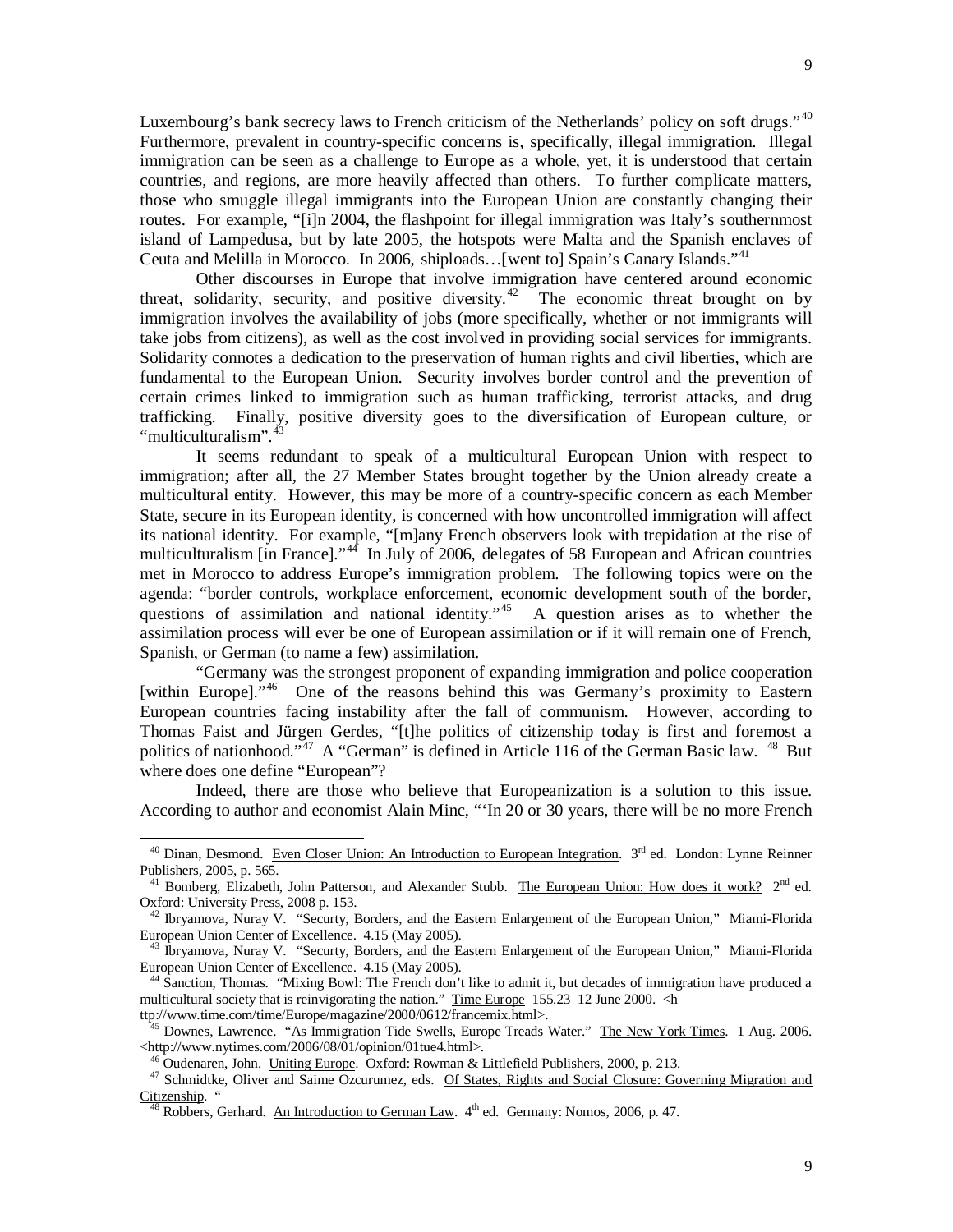Luxembourg's bank secrecy laws to French criticism of the Netherlands' policy on soft drugs."[40] Furthermore, prevalent in country-specific concerns is, specifically, illegal immigration. Illegal immigration can be seen as a challenge to Europe as a whole, yet, it is understood that certain countries, and regions, are more heavily affected than others. To further complicate matters, those who smuggle illegal immigrants into the European Union are constantly changing their routes. For example, "[i]n 2004, the flashpoint for illegal immigration was Italy's southernmost island of Lampedusa, but by late 2005, the hotspots were Malta and the Spanish enclaves of Ceuta and Melilla in Morocco. In 2006, shiploads…[went to] Spain's Canary Islands."[41]

Other discourses in Europe that involve immigration have centered around economic threat, solidarity, security, and positive diversity.[42] The economic threat brought on by immigration involves the availability of jobs (more specifically, whether or not immigrants will take jobs from citizens), as well as the cost involved in providing social services for immigrants. Solidarity connotes a dedication to the preservation of human rights and civil liberties, which are fundamental to the European Union. Security involves border control and the prevention of certain crimes linked to immigration such as human trafficking, terrorist attacks, and drug trafficking. Finally, positive diversity goes to the diversification of European culture, or "multiculturalism".[43]

It seems redundant to speak of a multicultural European Union with respect to immigration; after all, the 27 Member States brought together by the Union already create a multicultural entity. However, this may be more of a country-specific concern as each Member State, secure in its European identity, is concerned with how uncontrolled immigration will affect its national identity. For example, "[m]any French observers look with trepidation at the rise of multiculturalism [in France]."[44] In July of 2006, delegates of 58 European and African countries met in Morocco to address Europe's immigration problem. The following topics were on the agenda: "border controls, workplace enforcement, economic development south of the border, questions of assimilation and national identity."[45] A question arises as to whether the assimilation process will ever be one of European assimilation or if it will remain one of French, Spanish, or German (to name a few) assimilation.

"Germany was the strongest proponent of expanding immigration and police cooperation [within Europe]."[46] One of the reasons behind this was Germany's proximity to Eastern European countries facing instability after the fall of communism. However, according to Thomas Faist and Jürgen Gerdes, "[t]he politics of citizenship today is first and foremost a politics of nationhood."[47] A "German" is defined in Article 116 of the German Basic law. [48] But where does one define "European"?

Indeed, there are those who believe that Europeanization is a solution to this issue. According to author and economist Alain Minc, "'In 20 or 30 years, there will be no more French

---

[40] Dinan, Desmond. Even Closer Union: An Introduction to European Integration. 3rd ed. London: Lynne Reinner Publishers, 2005, p. 565.

[41] Bomberg, Elizabeth, John Patterson, and Alexander Stubb. The European Union: How does it work? 2nd ed. Oxford: University Press, 2008 p. 153.

[42] Ibryamova, Nuray V. "Securty, Borders, and the Eastern Enlargement of the European Union," Miami-Florida European Union Center of Excellence. 4.15 (May 2005).

[43] Ibryamova, Nuray V. "Securty, Borders, and the Eastern Enlargement of the European Union," Miami-Florida European Union Center of Excellence. 4.15 (May 2005).

[44] Sanction, Thomas. "Mixing Bowl: The French don't like to admit it, but decades of immigration have produced a multicultural society that is reinvigorating the nation." Time Europe 155.23 12 June 2000. <http://www.time.com/time/Europe/magazine/2000/0612/francemix.html>.

[45] Downes, Lawrence. "As Immigration Tide Swells, Europe Treads Water." The New York Times. 1 Aug. 2006. <http://www.nytimes.com/2006/08/01/opinion/01tue4.html>.

[46] Oudenaren, John. Uniting Europe. Oxford: Rowman & Littlefield Publishers, 2000, p. 213.

[47] Schmidtke, Oliver and Saime Ozcurumez, eds. Of States, Rights and Social Closure: Governing Migration and Citizenship. "

[48] Robbers, Gerhard. An Introduction to German Law. 4th ed. Germany: Nomos, 2006, p. 47.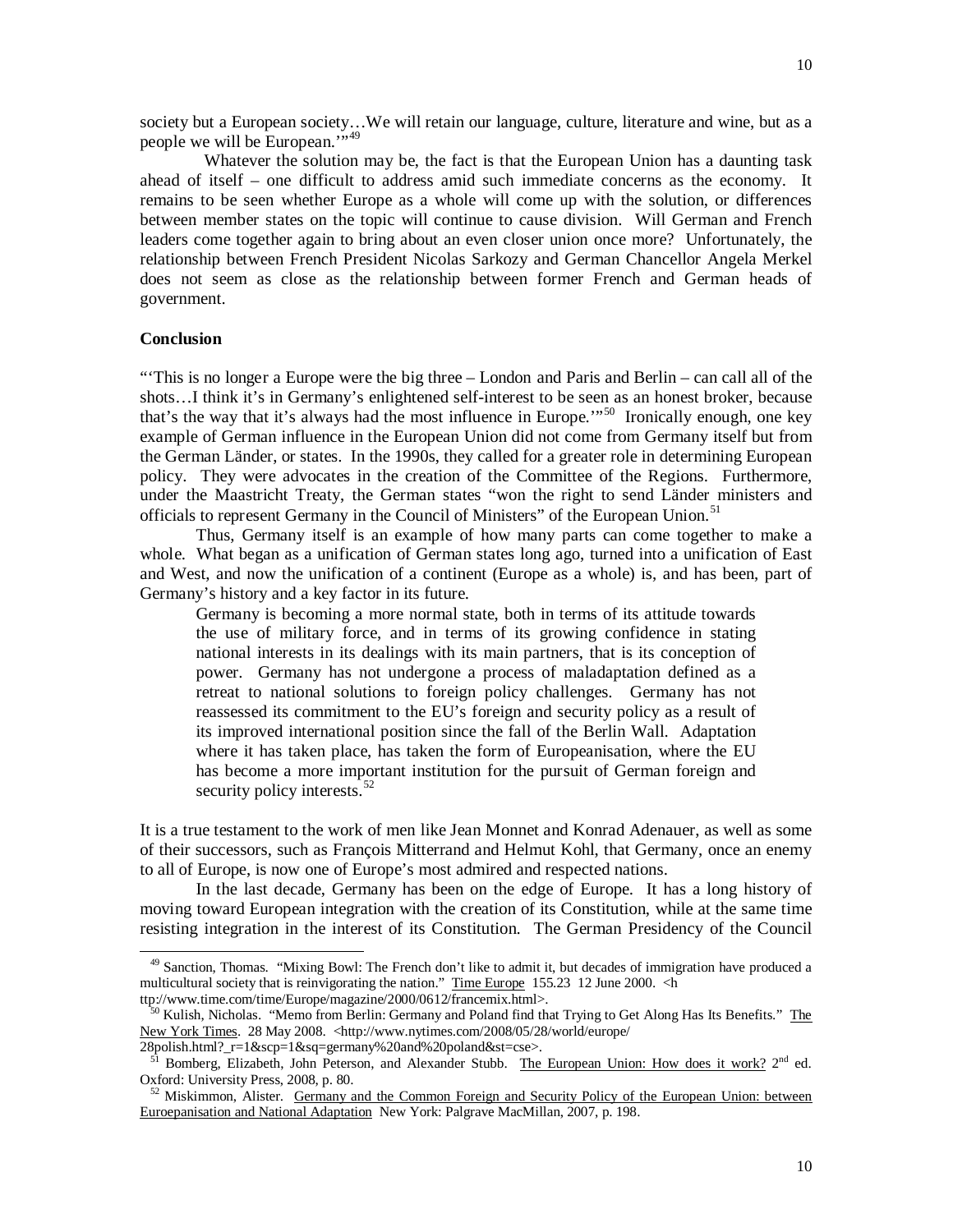society but a European society…We will retain our language, culture, literature and wine, but as a people we will be European.'"[49]

Whatever the solution may be, the fact is that the European Union has a daunting task ahead of itself – one difficult to address amid such immediate concerns as the economy. It remains to be seen whether Europe as a whole will come up with the solution, or differences between member states on the topic will continue to cause division. Will German and French leaders come together again to bring about an even closer union once more? Unfortunately, the relationship between French President Nicolas Sarkozy and German Chancellor Angela Merkel does not seem as close as the relationship between former French and German heads of government.

**Conclusion**

"'This is no longer a Europe were the big three – London and Paris and Berlin – can call all of the shots…I think it's in Germany's enlightened self-interest to be seen as an honest broker, because that's the way that it's always had the most influence in Europe.'"[50] Ironically enough, one key example of German influence in the European Union did not come from Germany itself but from the German Länder, or states. In the 1990s, they called for a greater role in determining European policy. They were advocates in the creation of the Committee of the Regions. Furthermore, under the Maastricht Treaty, the German states "won the right to send Länder ministers and officials to represent Germany in the Council of Ministers" of the European Union.[51]

Thus, Germany itself is an example of how many parts can come together to make a whole. What began as a unification of German states long ago, turned into a unification of East and West, and now the unification of a continent (Europe as a whole) is, and has been, part of Germany's history and a key factor in its future.

> Germany is becoming a more normal state, both in terms of its attitude towards the use of military force, and in terms of its growing confidence in stating national interests in its dealings with its main partners, that is its conception of power. Germany has not undergone a process of maladaptation defined as a retreat to national solutions to foreign policy challenges. Germany has not reassessed its commitment to the EU's foreign and security policy as a result of its improved international position since the fall of the Berlin Wall. Adaptation where it has taken place, has taken the form of Europeanisation, where the EU has become a more important institution for the pursuit of German foreign and security policy interests.[52]

It is a true testament to the work of men like Jean Monnet and Konrad Adenauer, as well as some of their successors, such as François Mitterrand and Helmut Kohl, that Germany, once an enemy to all of Europe, is now one of Europe's most admired and respected nations.

In the last decade, Germany has been on the edge of Europe. It has a long history of moving toward European integration with the creation of its Constitution, while at the same time resisting integration in the interest of its Constitution. The German Presidency of the Council

---

[49] Sanction, Thomas. "Mixing Bowl: The French don't like to admit it, but decades of immigration have produced a multicultural society that is reinvigorating the nation." Time Europe 155.23 12 June 2000. <http://www.time.com/time/Europe/magazine/2000/0612/francemix.html>.

[50] Kulish, Nicholas. "Memo from Berlin: Germany and Poland find that Trying to Get Along Has Its Benefits." The New York Times. 28 May 2008. <http://www.nytimes.com/2008/05/28/world/europe/28polish.html?_r=1&scp=1&sq=germany%20and%20poland&st=cse>.

[51] Bomberg, Elizabeth, John Peterson, and Alexander Stubb. The European Union: How does it work? 2nd ed. Oxford: University Press, 2008, p. 80.

[52] Miskimmon, Alister. Germany and the Common Foreign and Security Policy of the European Union: between Euroepanisation and National Adaptation New York: Palgrave MacMillan, 2007, p. 198.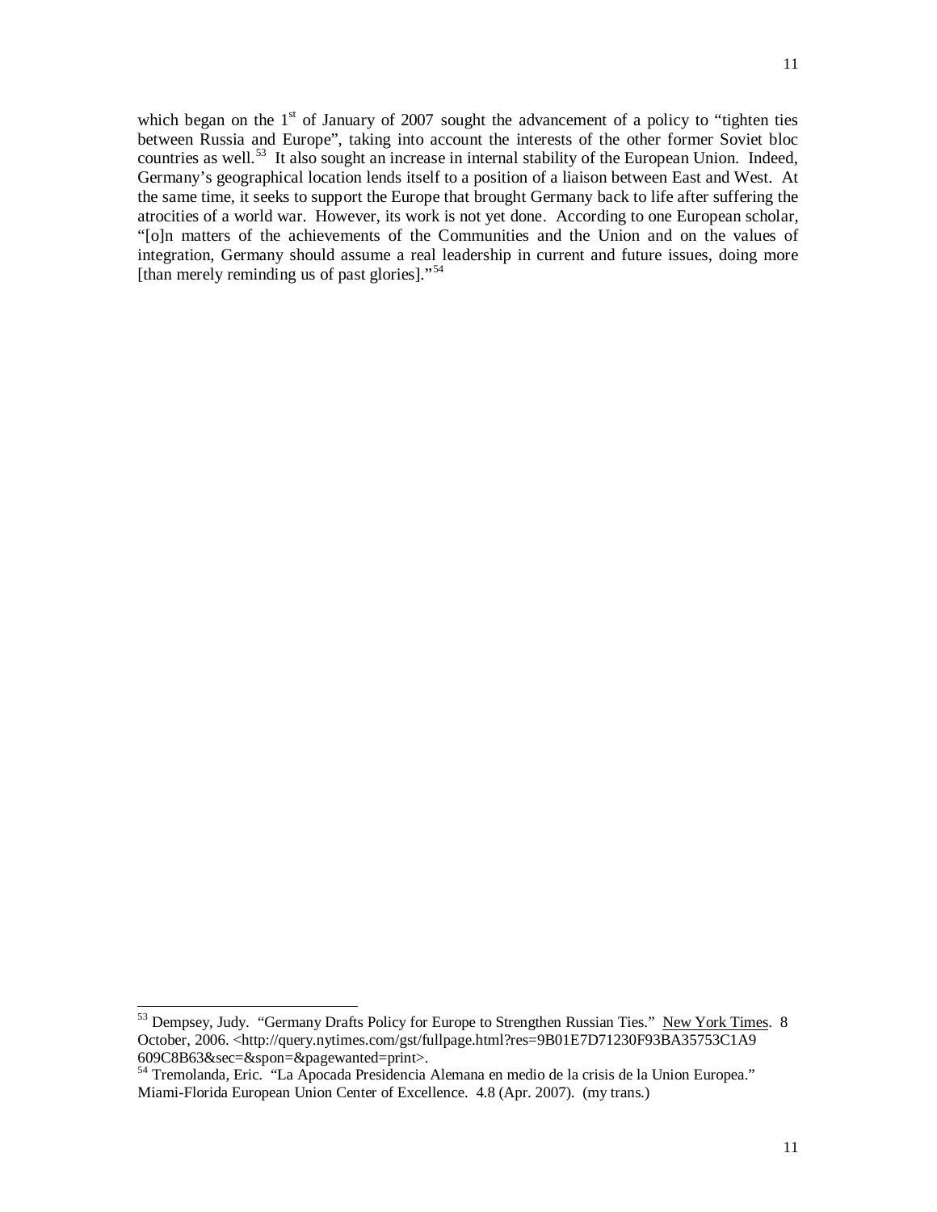which began on the 1st of January of 2007 sought the advancement of a policy to "tighten ties between Russia and Europe", taking into account the interests of the other former Soviet bloc countries as well.[53] It also sought an increase in internal stability of the European Union. Indeed, Germany's geographical location lends itself to a position of a liaison between East and West. At the same time, it seeks to support the Europe that brought Germany back to life after suffering the atrocities of a world war. However, its work is not yet done. According to one European scholar, "[o]n matters of the achievements of the Communities and the Union and on the values of integration, Germany should assume a real leadership in current and future issues, doing more [than merely reminding us of past glories]."[54]

---

[53] Dempsey, Judy. "Germany Drafts Policy for Europe to Strengthen Russian Ties." New York Times. 8 October, 2006. <http://query.nytimes.com/gst/fullpage.html?res=9B01E7D71230F93BA35753C1A9609C8B63&sec=&spon=&pagewanted=print>.

[54] Tremolanda, Eric. "La Apocada Presidencia Alemana en medio de la crisis de la Union Europea." Miami-Florida European Union Center of Excellence. 4.8 (Apr. 2007). (my trans.)